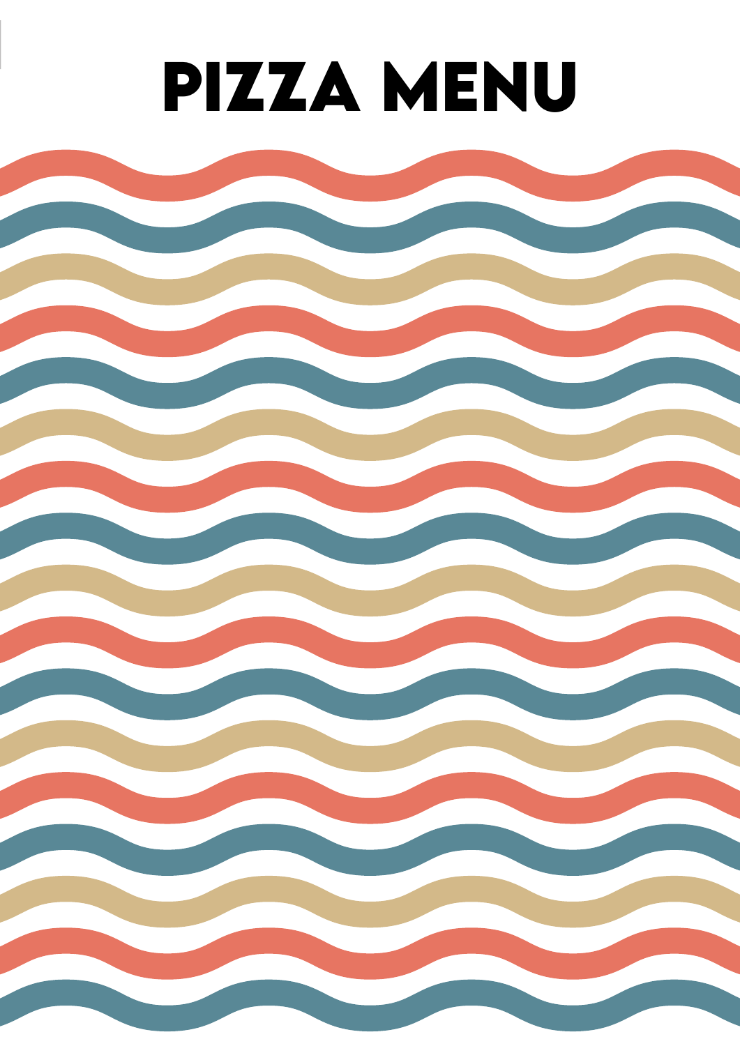# PIZZA MENU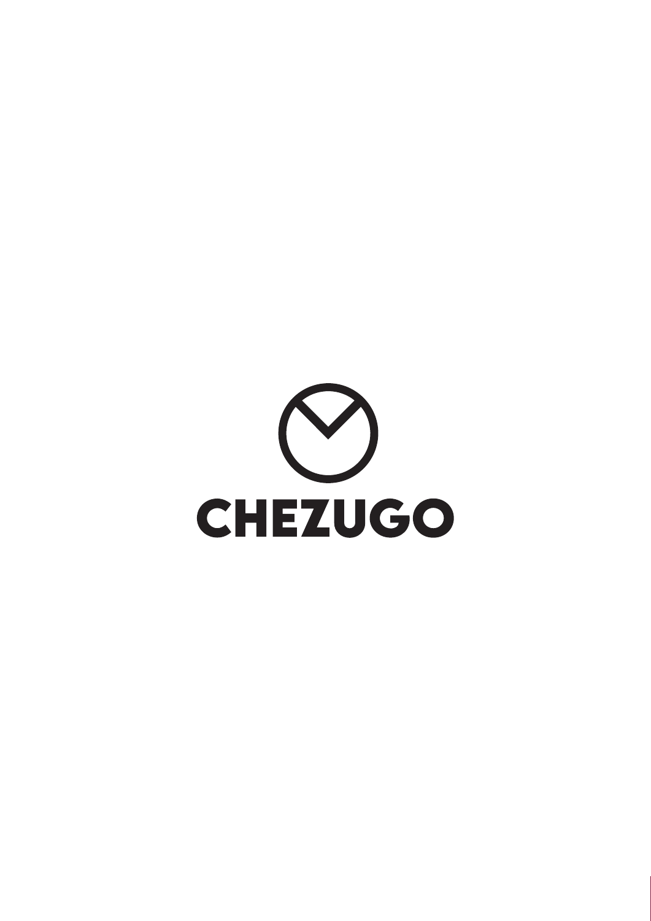CHEZUGO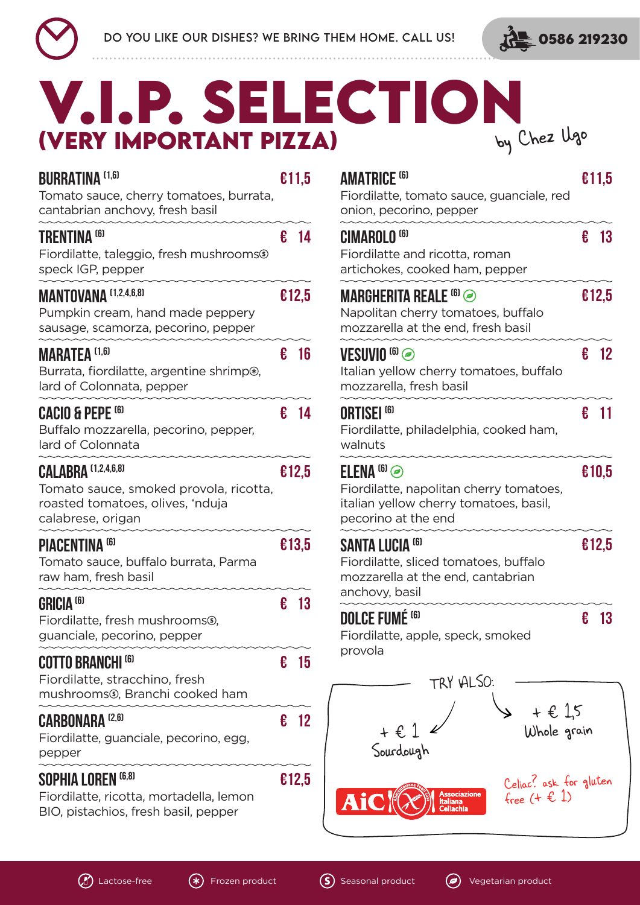DO YOU LIKE OUR DISHES? WE BRING THEM HOME. CALL US! 0586 219230

# V.I.P. SELECTION
## (VERY IMPORTANT PIZZA)
by Chez Ugo

**BURRATINA** (1,6) — €11,5
Tomato sauce, cherry tomatoes, burrata, cantabrian anchovy, fresh basil

**TRENTINA** (6) — € 14
Fiordilatte, taleggio, fresh mushrooms(S) speck IGP, pepper

**MANTOVANA** (1,2,4,6,8) — €12,5
Pumpkin cream, hand made peppery sausage, scamorza, pecorino, pepper

**MARATEA** (1,6) — € 16
Burrata, fiordilatte, argentine shrimp(*), lard of Colonnata, pepper

**CACIO & PEPE** (6) — € 14
Buffalo mozzarella, pecorino, pepper, lard of Colonnata

**CALABRA** (1,2,4,6,8) — €12,5
Tomato sauce, smoked provola, ricotta, roasted tomatoes, olives, 'nduja calabrese, origan

**PIACENTINA** (6) — €13,5
Tomato sauce, buffalo burrata, Parma raw ham, fresh basil

**GRICIA** (6) — € 13
Fiordilatte, fresh mushrooms(S), guanciale, pecorino, pepper

**COTTO BRANCHI** (6) — € 15
Fiordilatte, stracchino, fresh mushrooms(S), Branchi cooked ham

**CARBONARA** (2,6) — € 12
Fiordilatte, guanciale, pecorino, egg, pepper

**SOPHIA LOREN** (6,8) — €12,5
Fiordilatte, ricotta, mortadella, lemon BIO, pistachios, fresh basil, pepper

**AMATRICE** (6) — €11,5
Fiordilatte, tomato sauce, guanciale, red onion, pecorino, pepper

**CIMAROLO** (6) — € 13
Fiordilatte and ricotta, roman artichokes, cooked ham, pepper

**MARGHERITA REALE** (6) (Vegetarian) — €12,5
Napolitan cherry tomatoes, buffalo mozzarella at the end, fresh basil

**VESUVIO** (6) (Vegetarian) — € 12
Italian yellow cherry tomatoes, buffalo mozzarella, fresh basil

**ORTISEI** (6) — € 11
Fiordilatte, philadelphia, cooked ham, walnuts

**ELENA** (6) (Vegetarian) — €10,5
Fiordilatte, napolitan cherry tomatoes, italian yellow cherry tomatoes, basil, pecorino at the end

**SANTA LUCIA** (6) — €12,5
Fiordilatte, sliced tomatoes, buffalo mozzarella at the end, cantabrian anchovy, basil

**DOLCE FUMÉ** (6) — € 13
Fiordilatte, apple, speck, smoked provola

TRY ALSO:
+ € 1 Sourdough
+ € 1,5 Whole grain

AiC Associazione Italiana Celiachia
Celiac? ask for gluten free (+ € 1)

Lactose-free · (*) Frozen product · (S) Seasonal product · Vegetarian product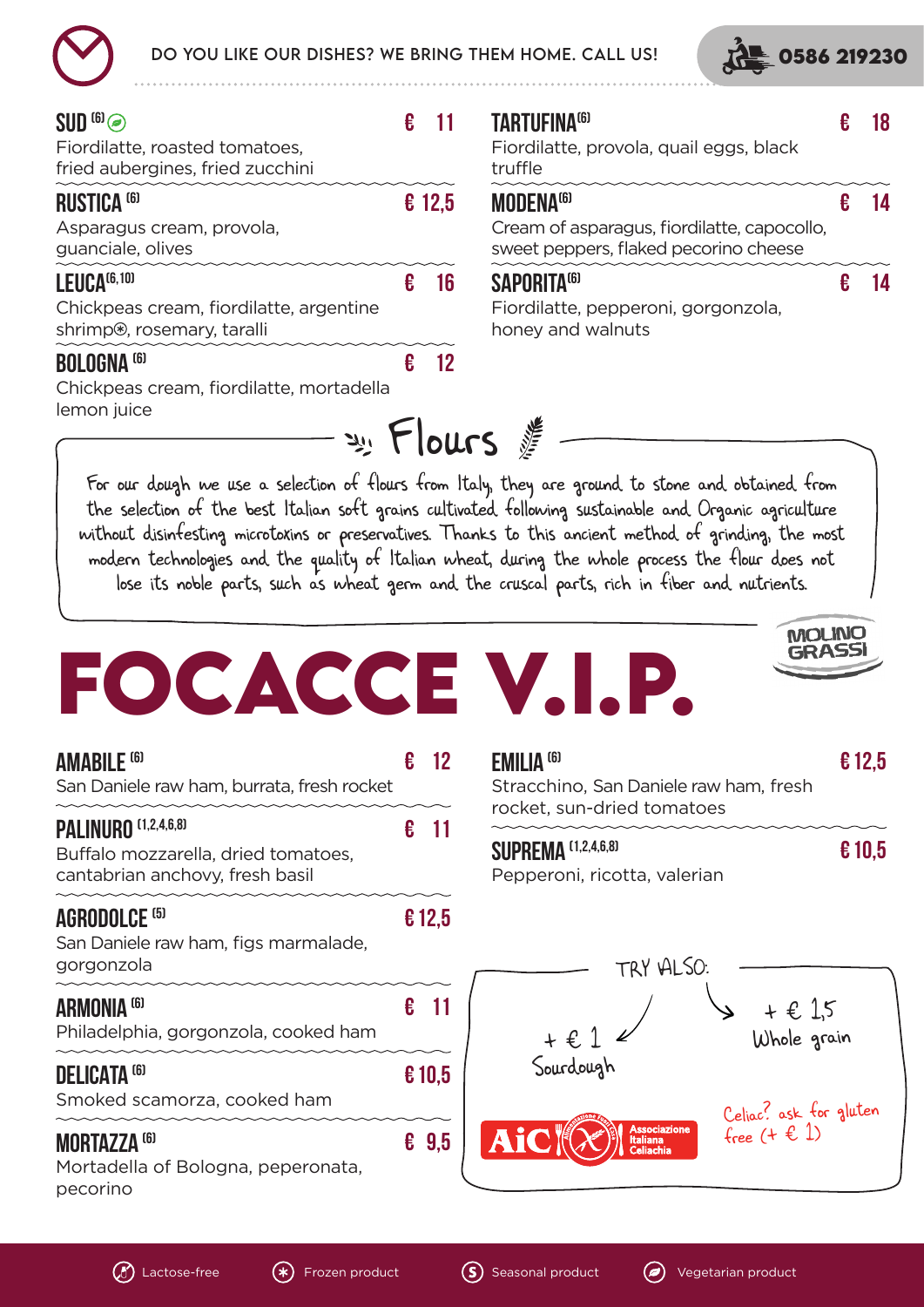DO YOU LIKE OUR DISHES? WE BRING THEM HOME. CALL US! 0586 219230

### SUD [6] € 11
Fiordilatte, roasted tomatoes, fried aubergines, fried zucchini

### RUSTICA [6] € 12,5
Asparagus cream, provola, guanciale, olives

### LEUCA [6, 10] € 16
Chickpeas cream, fiordilatte, argentine shrimp®, rosemary, taralli

### BOLOGNA [6] € 12
Chickpeas cream, fiordilatte, mortadella lemon juice

### TARTUFINA [6] € 18
Fiordilatte, provola, quail eggs, black truffle

### MODENA [6] € 14
Cream of asparagus, fiordilatte, capocollo, sweet peppers, flaked pecorino cheese

### SAPORITA [6] € 14
Fiordilatte, pepperoni, gorgonzola, honey and walnuts

## Flours

For our dough we use a selection of flours from Italy, they are ground to stone and obtained from the selection of the best Italian soft grains cultivated following sustainable and Organic agriculture without disinfesting microtoxins or preservatives. Thanks to this ancient method of grinding, the most modern technologies and the quality of Italian wheat, during the whole process the flour does not lose its noble parts, such as wheat germ and the cruscal parts, rich in fiber and nutrients.

# FOCACCE V.I.P.

MOLINO GRASSI

### AMABILE [6] € 12
San Daniele raw ham, burrata, fresh rocket

### PALINURO [1,2,4,6,8] € 11
Buffalo mozzarella, dried tomatoes, cantabrian anchovy, fresh basil

### AGRODOLCE [5] € 12,5
San Daniele raw ham, figs marmalade, gorgonzola

### ARMONIA [6] € 11
Philadelphia, gorgonzola, cooked ham

### DELICATA [6] € 10,5
Smoked scamorza, cooked ham

### MORTAZZA [6] € 9,5
Mortadella of Bologna, peperonata, pecorino

### EMILIA [6] € 12,5
Stracchino, San Daniele raw ham, fresh rocket, sun-dried tomatoes

### SUPREMA [1,2,4,6,8] € 10,5
Pepperoni, ricotta, valerian

TRY ALSO:
+ € 1 Sourdough
+ € 1,5 Whole grain

AiC Associazione Italiana Celiachia

Celiac? ask for gluten free (+ € 1)

Lactose-free | Frozen product | Seasonal product | Vegetarian product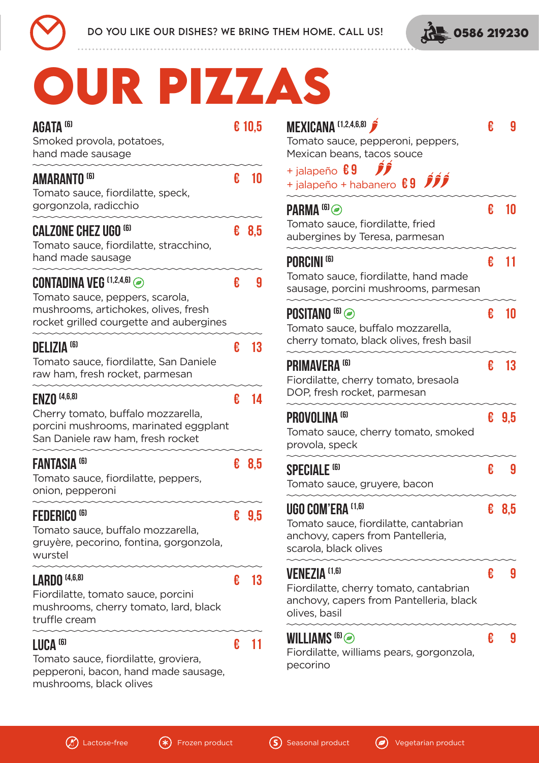DO YOU LIKE OUR DISHES? WE BRING THEM HOME. CALL US! 0586 219230

# OUR PIZZAS

**AGATA** (6) — € 10,5
Smoked provola, potatoes, hand made sausage

**AMARANTO** (6) — € 10
Tomato sauce, fiordilatte, speck, gorgonzola, radicchio

**CALZONE CHEZ UGO** (6) — € 8,5
Tomato sauce, fiordilatte, stracchino, hand made sausage

**CONTADINA VEG** (1,2,4,6) (Vegetarian) — € 9
Tomato sauce, peppers, scarola, mushrooms, artichokes, olives, fresh rocket grilled courgette and aubergines

**DELIZIA** (6) — € 13
Tomato sauce, fiordilatte, San Daniele raw ham, fresh rocket, parmesan

**ENZO** (4,6,8) — € 14
Cherry tomato, buffalo mozzarella, porcini mushrooms, marinated eggplant San Daniele raw ham, fresh rocket

**FANTASIA** (6) — € 8,5
Tomato sauce, fiordilatte, peppers, onion, pepperoni

**FEDERICO** (6) — € 9,5
Tomato sauce, buffalo mozzarella, gruyère, pecorino, fontina, gorgonzola, wurstel

**LARDO** (4,6,8) — € 13
Fiordilatte, tomato sauce, porcini mushrooms, cherry tomato, lard, black truffle cream

**LUCA** (6) — € 11
Tomato sauce, fiordilatte, groviera, pepperoni, bacon, hand made sausage, mushrooms, black olives

**MEXICANA** (1,2,4,6,8) (spicy) — € 9
Tomato sauce, pepperoni, peppers, Mexican beans, tacos souce
+ jalapeño € 9 (spicy x2)
+ jalapeño + habanero € 9 (spicy x3)

**PARMA** (6) (Vegetarian) — € 10
Tomato sauce, fiordilatte, fried aubergines by Teresa, parmesan

**PORCINI** (6) — € 11
Tomato sauce, fiordilatte, hand made sausage, porcini mushrooms, parmesan

**POSITANO** (6) (Vegetarian) — € 10
Tomato sauce, buffalo mozzarella, cherry tomato, black olives, fresh basil

**PRIMAVERA** (6) — € 13
Fiordilatte, cherry tomato, bresaola DOP, fresh rocket, parmesan

**PROVOLINA** (6) — € 9,5
Tomato sauce, cherry tomato, smoked provola, speck

**SPECIALE** (6) — € 9
Tomato sauce, gruyere, bacon

**UGO COM'ERA** (1,6) — € 8,5
Tomato sauce, fiordilatte, cantabrian anchovy, capers from Pantelleria, scarola, black olives

**VENEZIA** (1,6) — € 9
Fiordilatte, cherry tomato, cantabrian anchovy, capers from Pantelleria, black olives, basil

**WILLIAMS** (6) (Vegetarian) — € 9
Fiordilatte, williams pears, gorgonzola, pecorino

Lactose-free | Frozen product | Seasonal product | Vegetarian product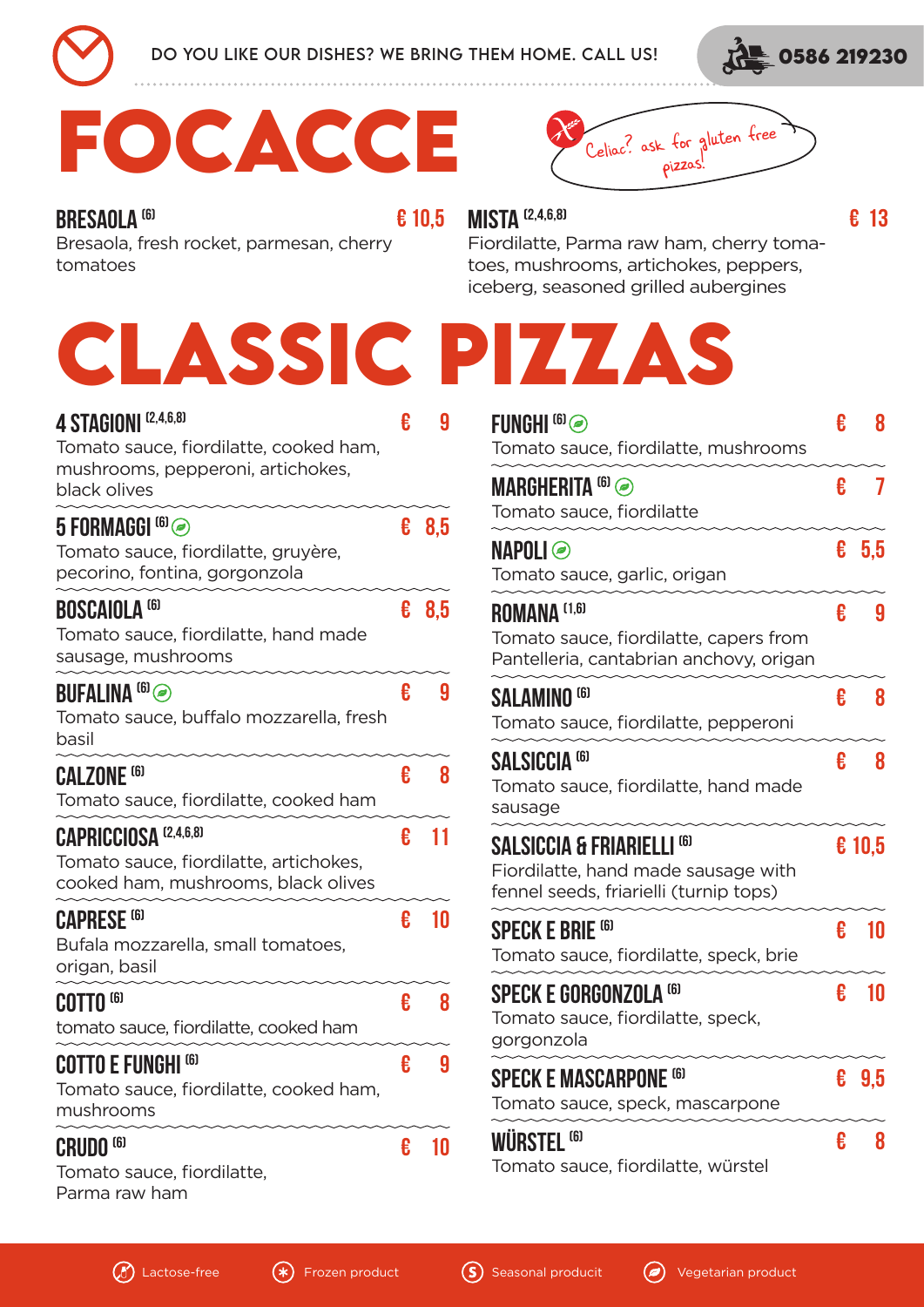DO YOU LIKE OUR DISHES? WE BRING THEM HOME. CALL US! 0586 219230

# FOCACCE

Celiac? ask for gluten free pizzas!

**BRESAOLA (6)** — € 10,5
Bresaola, fresh rocket, parmesan, cherry tomatoes

**MISTA (2,4,6,8)** — € 13
Fiordilatte, Parma raw ham, cherry tomatoes, mushrooms, artichokes, peppers, iceberg, seasoned grilled aubergines

# CLASSIC PIZZAS

**4 STAGIONI (2,4,6,8)** — € 9
Tomato sauce, fiordilatte, cooked ham, mushrooms, pepperoni, artichokes, black olives

**5 FORMAGGI (6)** (Vegetarian) — € 8,5
Tomato sauce, fiordilatte, gruyère, pecorino, fontina, gorgonzola

**BOSCAIOLA (6)** — € 8,5
Tomato sauce, fiordilatte, hand made sausage, mushrooms

**BUFALINA (6)** (Vegetarian) — € 9
Tomato sauce, buffalo mozzarella, fresh basil

**CALZONE (6)** — € 8
Tomato sauce, fiordilatte, cooked ham

**CAPRICCIOSA (2,4,6,8)** — € 11
Tomato sauce, fiordilatte, artichokes, cooked ham, mushrooms, black olives

**CAPRESE (6)** — € 10
Bufala mozzarella, small tomatoes, origan, basil

**COTTO (6)** — € 8
tomato sauce, fiordilatte, cooked ham

**COTTO E FUNGHI (6)** — € 9
Tomato sauce, fiordilatte, cooked ham, mushrooms

**CRUDO (6)** — € 10
Tomato sauce, fiordilatte, Parma raw ham

**FUNGHI (6)** (Vegetarian) — € 8
Tomato sauce, fiordilatte, mushrooms

**MARGHERITA (6)** (Vegetarian) — € 7
Tomato sauce, fiordilatte

**NAPOLI** (Vegetarian) — € 5,5
Tomato sauce, garlic, origan

**ROMANA (1,6)** — € 9
Tomato sauce, fiordilatte, capers from Pantelleria, cantabrian anchovy, origan

**SALAMINO (6)** — € 8
Tomato sauce, fiordilatte, pepperoni

**SALSICCIA (6)** — € 8
Tomato sauce, fiordilatte, hand made sausage

**SALSICCIA & FRIARIELLI (6)** — € 10,5
Fiordilatte, hand made sausage with fennel seeds, friarielli (turnip tops)

**SPECK E BRIE (6)** — € 10
Tomato sauce, fiordilatte, speck, brie

**SPECK E GORGONZOLA (6)** — € 10
Tomato sauce, fiordilatte, speck, gorgonzola

**SPECK E MASCARPONE (6)** — € 9,5
Tomato sauce, speck, mascarpone

**WÜRSTEL (6)** — € 8
Tomato sauce, fiordilatte, würstel

Lactose-free · Frozen product · Seasonal producit · Vegetarian product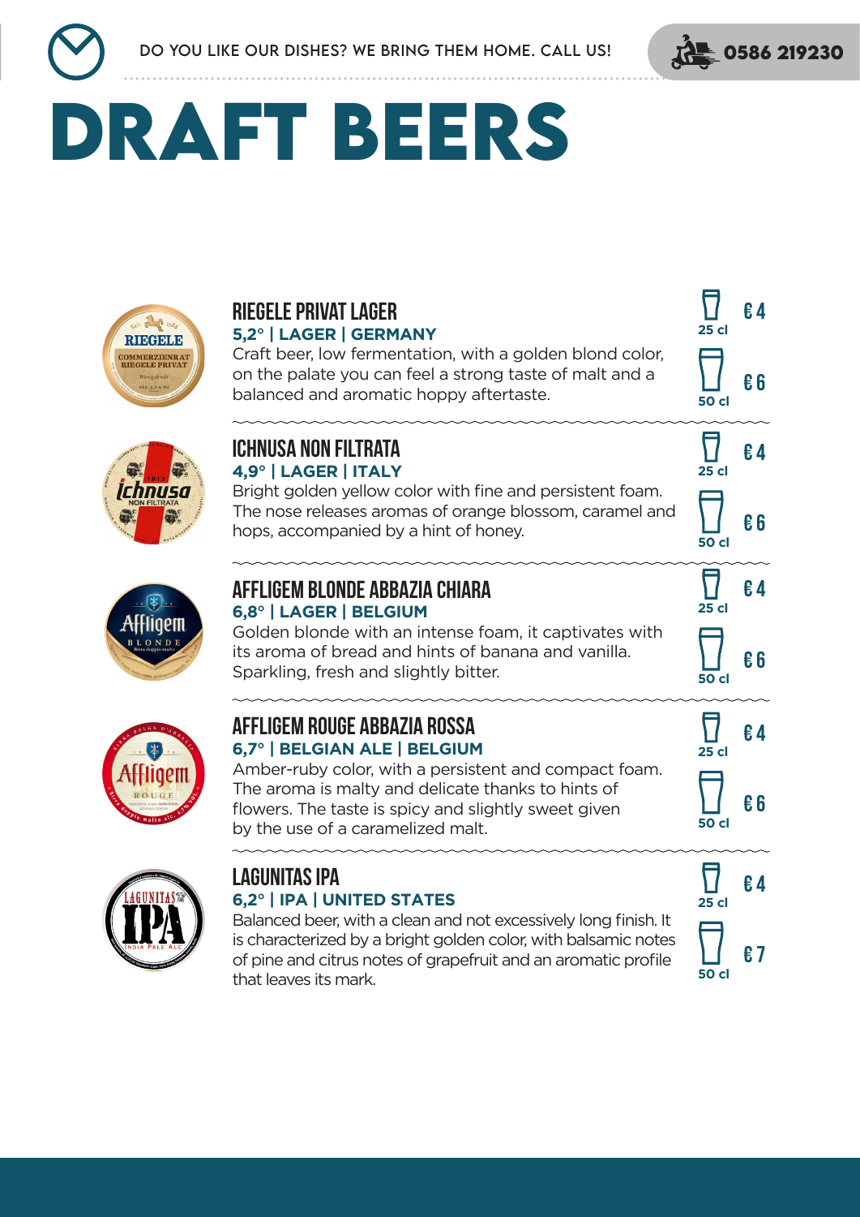DO YOU LIKE OUR DISHES? WE BRING THEM HOME. CALL US! 0586 219230

# DRAFT BEERS

## RIEGELE PRIVAT LAGER

**5,2° | LAGER | GERMANY**

Craft beer, low fermentation, with a golden blond color, on the palate you can feel a strong taste of malt and a balanced and aromatic hoppy aftertaste.

25 cl € 4
50 cl € 6

## ICHNUSA NON FILTRATA

**4,9° | LAGER | ITALY**

Bright golden yellow color with fine and persistent foam. The nose releases aromas of orange blossom, caramel and hops, accompanied by a hint of honey.

25 cl € 4
50 cl € 6

## AFFLIGEM BLONDE ABBAZIA CHIARA

**6,8° | LAGER | BELGIUM**

Golden blonde with an intense foam, it captivates with its aroma of bread and hints of banana and vanilla. Sparkling, fresh and slightly bitter.

25 cl € 4
50 cl € 6

## AFFLIGEM ROUGE ABBAZIA ROSSA

**6,7° | BELGIAN ALE | BELGIUM**

Amber-ruby color, with a persistent and compact foam. The aroma is malty and delicate thanks to hints of flowers. The taste is spicy and slightly sweet given by the use of a caramelized malt.

25 cl € 4
50 cl € 6

## LAGUNITAS IPA

**6,2° | IPA | UNITED STATES**

Balanced beer, with a clean and not excessively long finish. It is characterized by a bright golden color, with balsamic notes of pine and citrus notes of grapefruit and an aromatic profile that leaves its mark.

25 cl € 4
50 cl € 7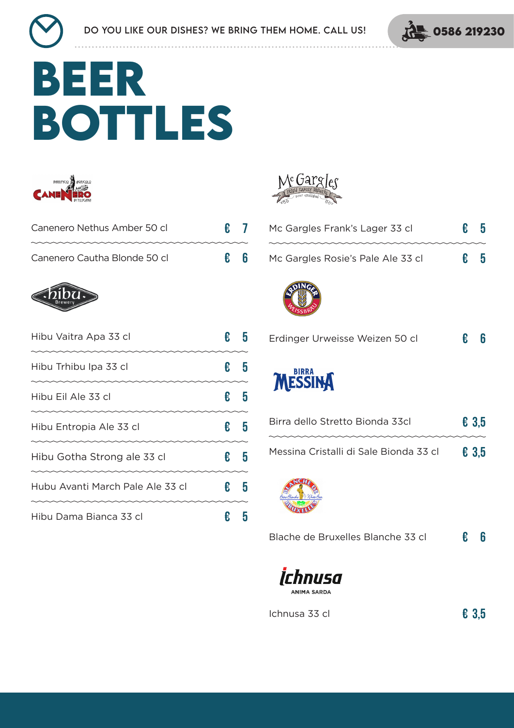DO YOU LIKE OUR DISHES? WE BRING THEM HOME. CALL US! 0586 219230

# BEER BOTTLES

Canenero Nethus Amber 50 cl € 7

Canenero Cautha Blonde 50 cl € 6

Hibu Vaitra Apa 33 cl € 5

Hibu Trhibu Ipa 33 cl € 5

Hibu Eil Ale 33 cl € 5

Hibu Entropia Ale 33 cl € 5

Hibu Gotha Strong ale 33 cl € 5

Hubu Avanti March Pale Ale 33 cl € 5

Hibu Dama Bianca 33 cl € 5

Mc Gargles Frank's Lager 33 cl € 5

Mc Gargles Rosie's Pale Ale 33 cl € 5

Erdinger Urweisse Weizen 50 cl € 6

Birra dello Stretto Bionda 33cl € 3,5

Messina Cristalli di Sale Bionda 33 cl € 3,5

Blache de Bruxelles Blanche 33 cl € 6

Ichnusa 33 cl € 3,5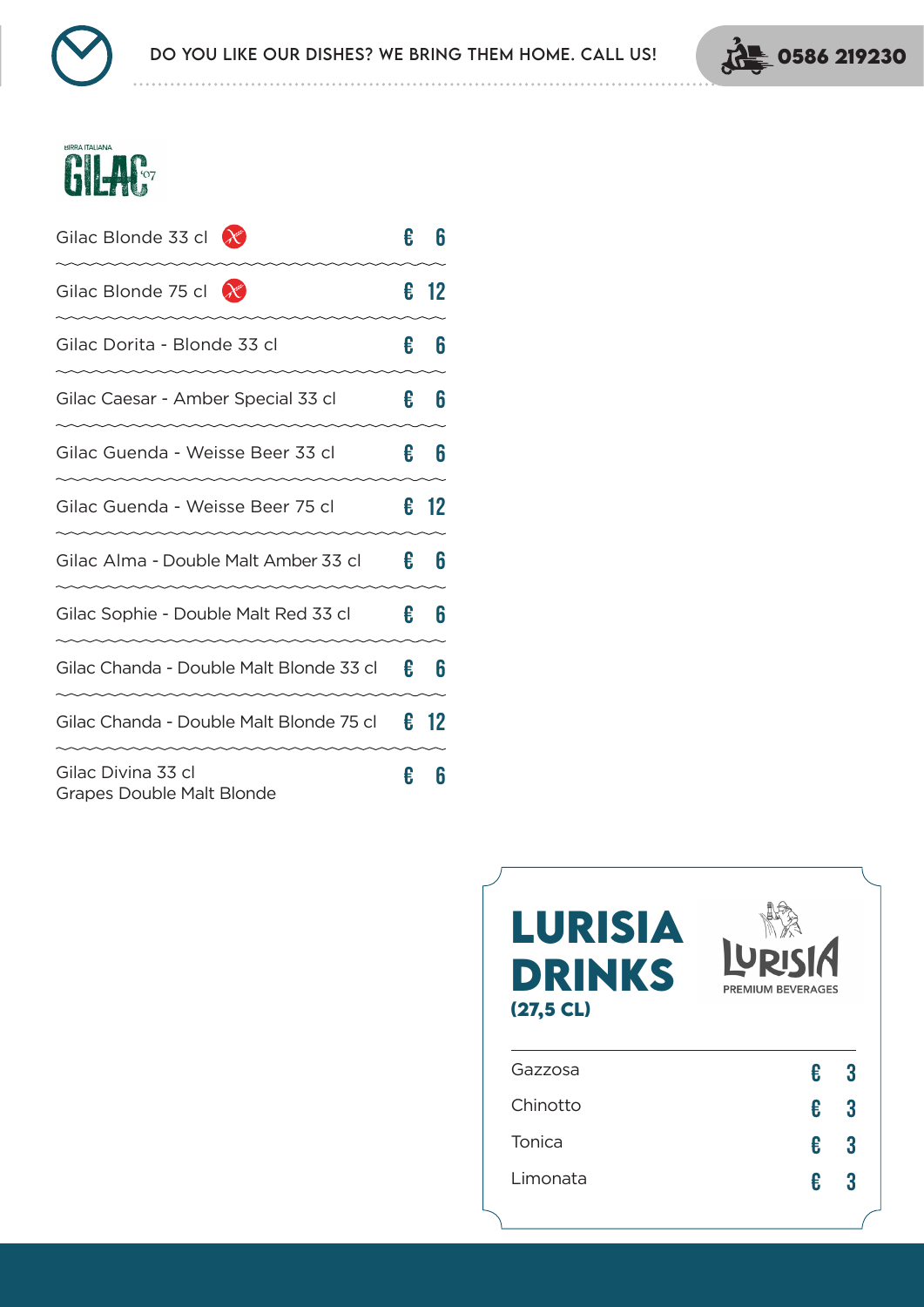DO YOU LIKE OUR DISHES? WE BRING THEM HOME. CALL US! 0586 219230

## GILAC

BIRRA ITALIANA '07

| Item | Price |
| --- | --- |
| Gilac Blonde 33 cl | € 6 |
| Gilac Blonde 75 cl | € 12 |
| Gilac Dorita - Blonde 33 cl | € 6 |
| Gilac Caesar - Amber Special 33 cl | € 6 |
| Gilac Guenda - Weisse Beer 33 cl | € 6 |
| Gilac Guenda - Weisse Beer 75 cl | € 12 |
| Gilac Alma - Double Malt Amber 33 cl | € 6 |
| Gilac Sophie - Double Malt Red 33 cl | € 6 |
| Gilac Chanda - Double Malt Blonde 33 cl | € 6 |
| Gilac Chanda - Double Malt Blonde 75 cl | € 12 |
| Gilac Divina 33 cl<br>Grapes Double Malt Blonde | € 6 |

## LURISIA DRINKS (27,5 CL)

LURISIA PREMIUM BEVERAGES

| Item | Price |
| --- | --- |
| Gazzosa | € 3 |
| Chinotto | € 3 |
| Tonica | € 3 |
| Limonata | € 3 |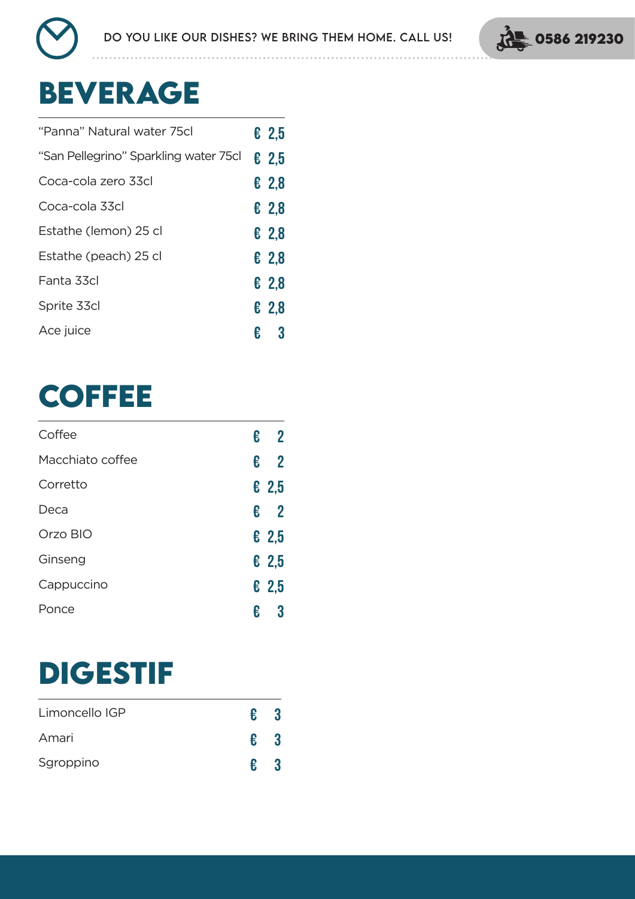DO YOU LIKE OUR DISHES? WE BRING THEM HOME. CALL US! 0586 219230

# BEVERAGE

| | |
|---|---|
| "Panna" Natural water 75cl | € 2,5 |
| "San Pellegrino" Sparkling water 75cl | € 2,5 |
| Coca-cola zero 33cl | € 2,8 |
| Coca-cola 33cl | € 2,8 |
| Estathe (lemon) 25 cl | € 2,8 |
| Estathe (peach) 25 cl | € 2,8 |
| Fanta 33cl | € 2,8 |
| Sprite 33cl | € 2,8 |
| Ace juice | € 3 |

# COFFEE

| | |
|---|---|
| Coffee | € 2 |
| Macchiato coffee | € 2 |
| Corretto | € 2,5 |
| Deca | € 2 |
| Orzo BIO | € 2,5 |
| Ginseng | € 2,5 |
| Cappuccino | € 2,5 |
| Ponce | € 3 |

# DIGESTIF

| | |
|---|---|
| Limoncello IGP | € 3 |
| Amari | € 3 |
| Sgroppino | € 3 |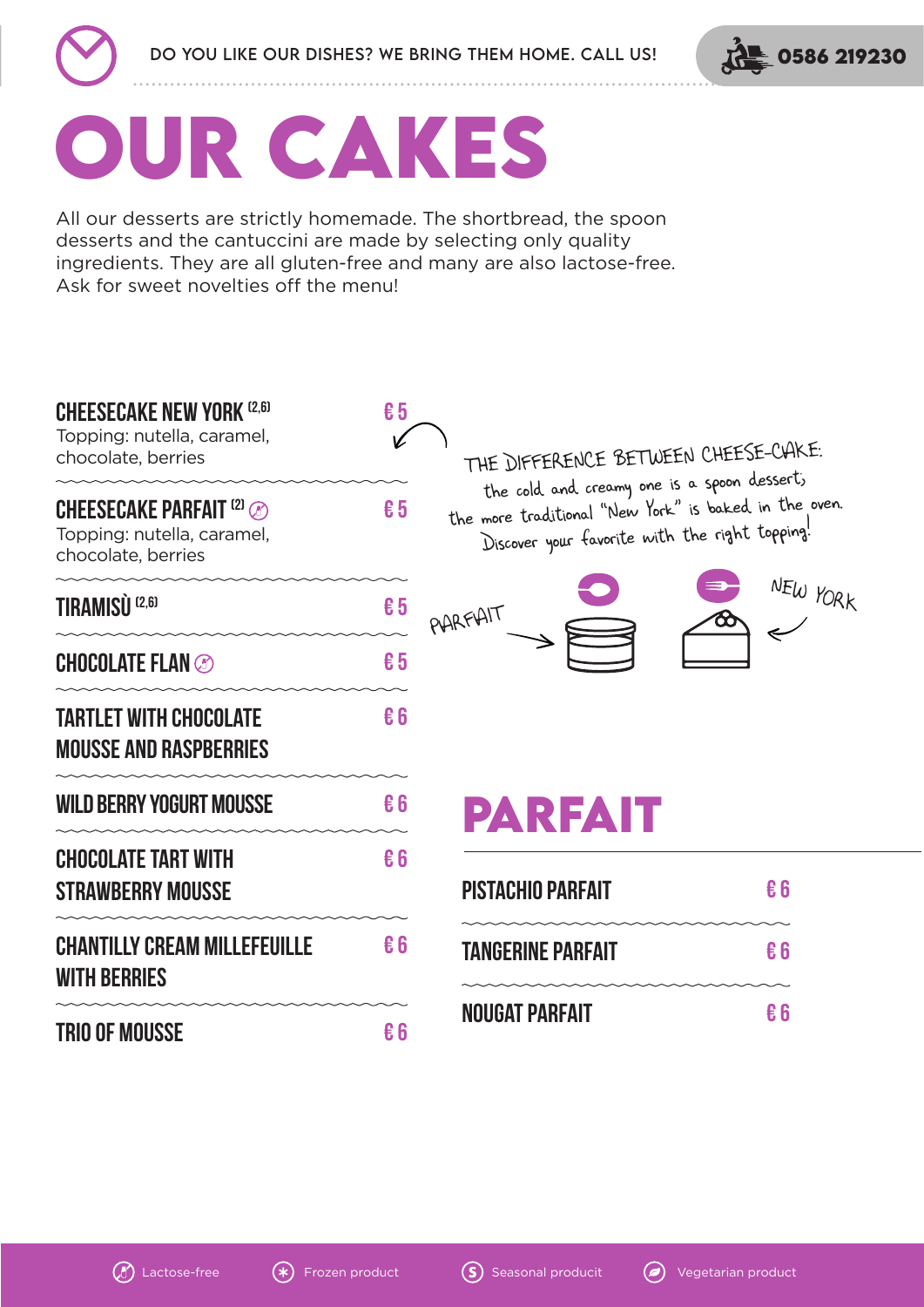DO YOU LIKE OUR DISHES? WE BRING THEM HOME. CALL US! 0586 219230

# OUR CAKES

All our desserts are strictly homemade. The shortbread, the spoon desserts and the cantuccini are made by selecting only quality ingredients. They are all gluten-free and many are also lactose-free. Ask for sweet novelties off the menu!

**CHEESECAKE NEW YORK** (2,6) — € 5
Topping: nutella, caramel, chocolate, berries

**CHEESECAKE PARFAIT** (2) (Lactose-free) — € 5
Topping: nutella, caramel, chocolate, berries

**TIRAMISÙ** (2,6) — € 5

**CHOCOLATE FLAN** (Lactose-free) — € 5

**TARTLET WITH CHOCOLATE MOUSSE AND RASPBERRIES** — € 6

**WILD BERRY YOGURT MOUSSE** — € 6

**CHOCOLATE TART WITH STRAWBERRY MOUSSE** — € 6

**CHANTILLY CREAM MILLEFEUILLE WITH BERRIES** — € 6

**TRIO OF MOUSSE** — € 6

THE DIFFERENCE BETWEEN CHEESE-CAKE: the cold and creamy one is a spoon dessert; the more traditional "New York" is baked in the oven. Discover your favorite with the right topping!

PARFAIT — NEW YORK

# PARFAIT

**PISTACHIO PARFAIT** — € 6

**TANGERINE PARFAIT** — € 6

**NOUGAT PARFAIT** — € 6

Lactose-free · Frozen product · Seasonal producit · Vegetarian product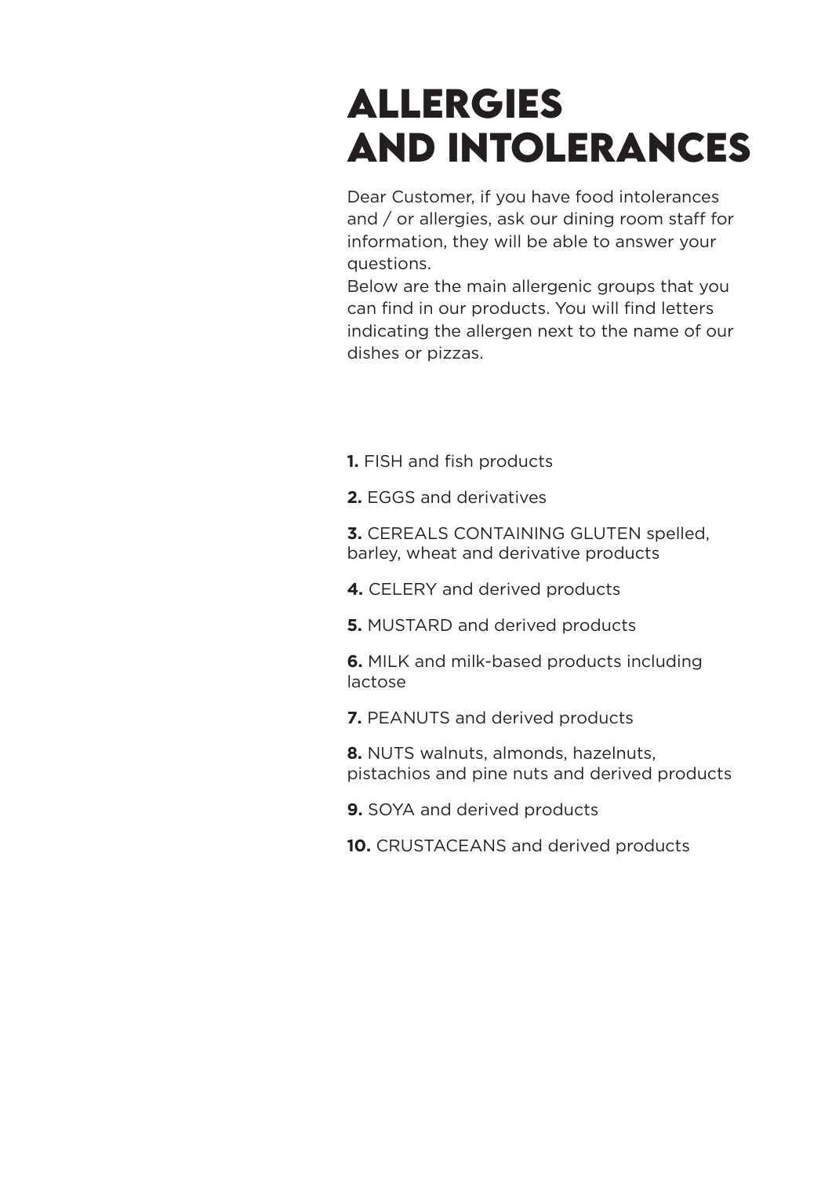# ALLERGIES AND INTOLERANCES

Dear Customer, if you have food intolerances and / or allergies, ask our dining room staff for information, they will be able to answer your questions.
Below are the main allergenic groups that you can find in our products. You will find letters indicating the allergen next to the name of our dishes or pizzas.

**1.** FISH and fish products

**2.** EGGS and derivatives

**3.** CEREALS CONTAINING GLUTEN spelled, barley, wheat and derivative products

**4.** CELERY and derived products

**5.** MUSTARD and derived products

**6.** MILK and milk-based products including lactose

**7.** PEANUTS and derived products

**8.** NUTS walnuts, almonds, hazelnuts, pistachios and pine nuts and derived products

**9.** SOYA and derived products

**10.** CRUSTACEANS and derived products